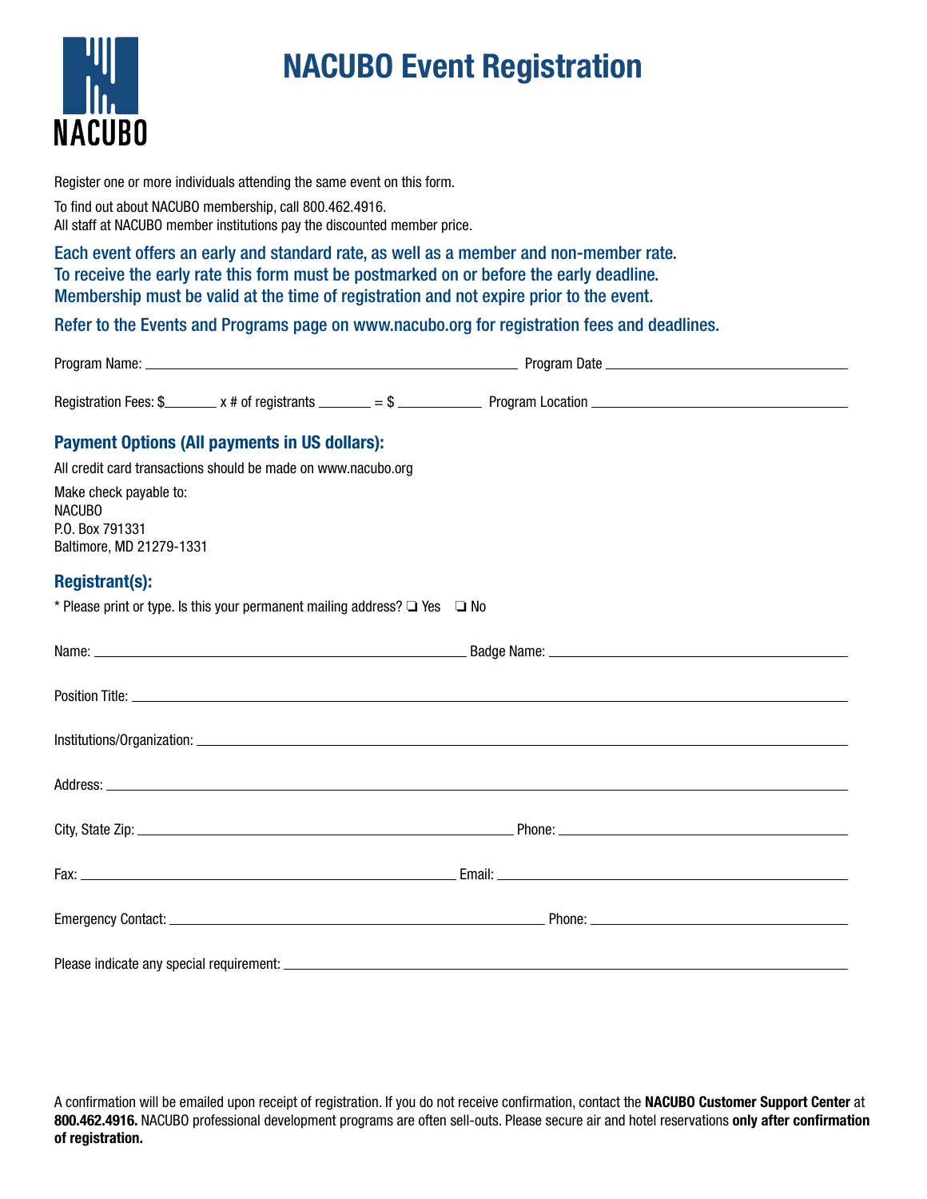# NACUBO Event Registration

NACUBO

Register one or more individuals attending the same event on this form.

To find out about NACUBO membership, call 800.462.4916.
All staff at NACUBO member institutions pay the discounted member price.

Each event offers an early and standard rate, as well as a member and non-member rate.
To receive the early rate this form must be postmarked on or before the early deadline.
Membership must be valid at the time of registration and not expire prior to the event.

Refer to the Events and Programs page on www.nacubo.org for registration fees and deadlines.

Program Name: ______________________________ Program Date ______________________

Registration Fees: $_______ x # of registrants _______ = $ ___________ Program Location ______________________

## Payment Options (All payments in US dollars):

All credit card transactions should be made on www.nacubo.org

Make check payable to:
NACUBO
P.O. Box 791331
Baltimore, MD 21279-1331

## Registrant(s):

* Please print or type. Is this your permanent mailing address? ❑ Yes ❑ No

Name: ______________________________ Badge Name: ______________________________

Position Title: ______________________________

Institutions/Organization: ______________________________

Address: ______________________________

City, State Zip: ______________________________ Phone: ______________________________

Fax: ______________________________ Email: ______________________________

Emergency Contact: ______________________________ Phone: ______________________________

Please indicate any special requirement: ______________________________

A confirmation will be emailed upon receipt of registration. If you do not receive confirmation, contact the **NACUBO Customer Support Center** at **800.462.4916.** NACUBO professional development programs are often sell-outs. Please secure air and hotel reservations **only after confirmation of registration.**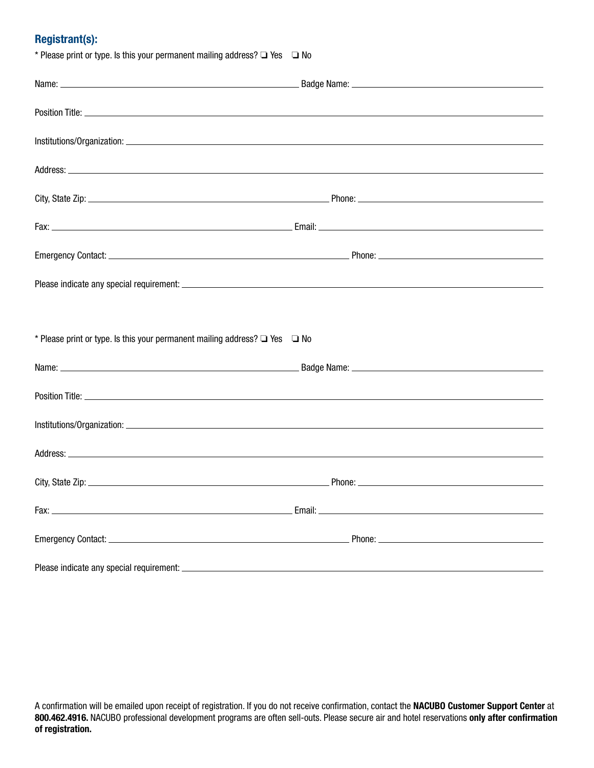## Registrant(s):

* Please print or type. Is this your permanent mailing address? ❑ Yes ❑ No

Name: ______________________________ Badge Name: ______________________________

Position Title: ______________________________

Institutions/Organization: ______________________________

Address: ______________________________

City, State Zip: ______________________________ Phone: ______________________________

Fax: ______________________________ Email: ______________________________

Emergency Contact: ______________________________ Phone: ______________________________

Please indicate any special requirement: ______________________________

* Please print or type. Is this your permanent mailing address? ❑ Yes ❑ No

Name: ______________________________ Badge Name: ______________________________

Position Title: ______________________________

Institutions/Organization: ______________________________

Address: ______________________________

City, State Zip: ______________________________ Phone: ______________________________

Fax: ______________________________ Email: ______________________________

Emergency Contact: ______________________________ Phone: ______________________________

Please indicate any special requirement: ______________________________

A confirmation will be emailed upon receipt of registration. If you do not receive confirmation, contact the **NACUBO Customer Support Center** at **800.462.4916.** NACUBO professional development programs are often sell-outs. Please secure air and hotel reservations **only after confirmation of registration.**